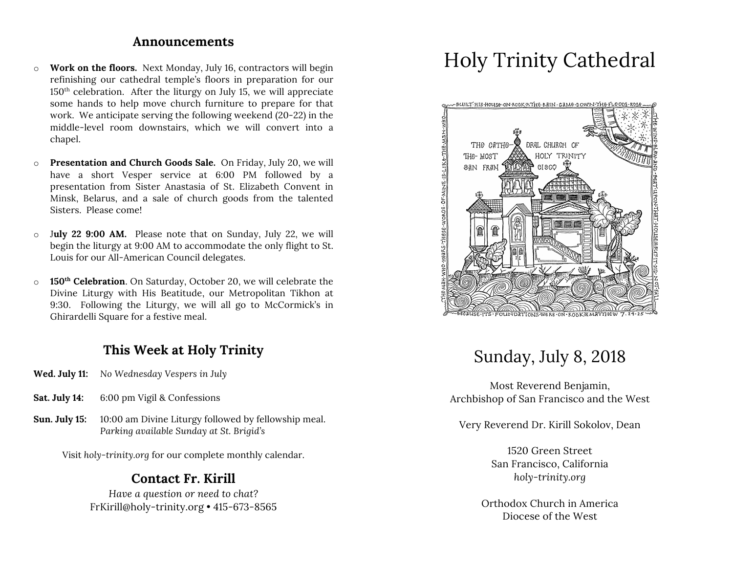## Announcements

- **Work on the floors.** Next Monday, July 16, contractors will begin refinishing our cathedral temple's floors in preparation for our 150th celebration. After the liturgy on July 15, we will appreciate some hands to help move church furniture to prepare for that work. We anticipate serving the following weekend (20-22) in the middle-level room downstairs, which we will convert into a chapel.

- **Presentation and Church Goods Sale.** On Friday, July 20, we will have a short Vesper service at 6:00 PM followed by a presentation from Sister Anastasia of St. Elizabeth Convent in Minsk, Belarus, and a sale of church goods from the talented Sisters. Please come!

- J**uly 22 9:00 AM.** Please note that on Sunday, July 22, we will begin the liturgy at 9:00 AM to accommodate the only flight to St. Louis for our All-American Council delegates.

- **150th Celebration**. On Saturday, October 20, we will celebrate the Divine Liturgy with His Beatitude, our Metropolitan Tikhon at 9:30. Following the Liturgy, we will all go to McCormick's in Ghirardelli Square for a festive meal.

## This Week at Holy Trinity

**Wed. July 11:** *No Wednesday Vespers in July*

**Sat. July 14:** 6:00 pm Vigil & Confessions

**Sun. July 15:** 10:00 am Divine Liturgy followed by fellowship meal.
*Parking available Sunday at St. Brigid's*

Visit *holy-trinity.org* for our complete monthly calendar.

## Contact Fr. Kirill

*Have a question or need to chat?*
FrKirill@holy-trinity.org • 415-673-8565

# Holy Trinity Cathedral

BUILT HIS HOUSE ON ROCK THE RAIN CAME DOWN THE FLOODS ROSE THE WIND BLEW AND BEAT UPON THAT HOUSE BUT IT DID NOT FALL BECAUSE ITS FOUNDATIONS WERE ON ROCK MATTHEW 7.24-25 THE MAN WHO HEARS THESE WORDS OF MINE IS LIKE THE MAN WHO

THE CATHEDRAL CHURCH OF THE MOST HOLY TRINITY SAN FRANCISCO

## Sunday, July 8, 2018

Most Reverend Benjamin,
Archbishop of San Francisco and the West

Very Reverend Dr. Kirill Sokolov, Dean

1520 Green Street
San Francisco, California
*holy-trinity.org*

Orthodox Church in America
Diocese of the West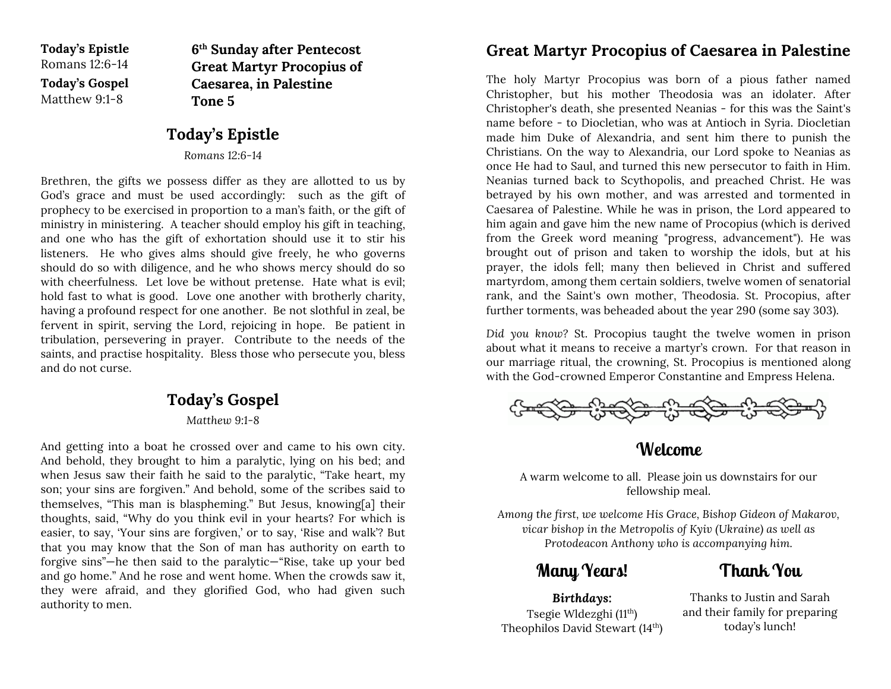**Today's Epistle**
Romans 12:6-14

**Today's Gospel**
Matthew 9:1-8

**6th Sunday after Pentecost**
**Great Martyr Procopius of Caesarea, in Palestine**
**Tone 5**

## Today's Epistle

*Romans 12:6-14*

Brethren, the gifts we possess differ as they are allotted to us by God's grace and must be used accordingly: such as the gift of prophecy to be exercised in proportion to a man's faith, or the gift of ministry in ministering. A teacher should employ his gift in teaching, and one who has the gift of exhortation should use it to stir his listeners. He who gives alms should give freely, he who governs should do so with diligence, and he who shows mercy should do so with cheerfulness. Let love be without pretense. Hate what is evil; hold fast to what is good. Love one another with brotherly charity, having a profound respect for one another. Be not slothful in zeal, be fervent in spirit, serving the Lord, rejoicing in hope. Be patient in tribulation, persevering in prayer. Contribute to the needs of the saints, and practise hospitality. Bless those who persecute you, bless and do not curse.

## Today's Gospel

*Matthew 9:1-8*

And getting into a boat he crossed over and came to his own city. And behold, they brought to him a paralytic, lying on his bed; and when Jesus saw their faith he said to the paralytic, "Take heart, my son; your sins are forgiven." And behold, some of the scribes said to themselves, "This man is blaspheming." But Jesus, knowing[a] their thoughts, said, "Why do you think evil in your hearts? For which is easier, to say, 'Your sins are forgiven,' or to say, 'Rise and walk'? But that you may know that the Son of man has authority on earth to forgive sins"—he then said to the paralytic—"Rise, take up your bed and go home." And he rose and went home. When the crowds saw it, they were afraid, and they glorified God, who had given such authority to men.

## Great Martyr Procopius of Caesarea in Palestine

The holy Martyr Procopius was born of a pious father named Christopher, but his mother Theodosia was an idolater. After Christopher's death, she presented Neanias - for this was the Saint's name before - to Diocletian, who was at Antioch in Syria. Diocletian made him Duke of Alexandria, and sent him there to punish the Christians. On the way to Alexandria, our Lord spoke to Neanias as once He had to Saul, and turned this new persecutor to faith in Him. Neanias turned back to Scythopolis, and preached Christ. He was betrayed by his own mother, and was arrested and tormented in Caesarea of Palestine. While he was in prison, the Lord appeared to him again and gave him the new name of Procopius (which is derived from the Greek word meaning "progress, advancement"). He was brought out of prison and taken to worship the idols, but at his prayer, the idols fell; many then believed in Christ and suffered martyrdom, among them certain soldiers, twelve women of senatorial rank, and the Saint's own mother, Theodosia. St. Procopius, after further torments, was beheaded about the year 290 (some say 303).

*Did you know?* St. Procopius taught the twelve women in prison about what it means to receive a martyr's crown. For that reason in our marriage ritual, the crowning, St. Procopius is mentioned along with the God-crowned Emperor Constantine and Empress Helena.

## Welcome

A warm welcome to all. Please join us downstairs for our fellowship meal.

*Among the first, we welcome His Grace, Bishop Gideon of Makarov, vicar bishop in the Metropolis of Kyiv (Ukraine) as well as Protodeacon Anthony who is accompanying him.*

## Many Years!

***Birthdays:***
Tsegie Wldezghi (11th)
Theophilos David Stewart (14th)

## Thank You

Thanks to Justin and Sarah and their family for preparing today's lunch!